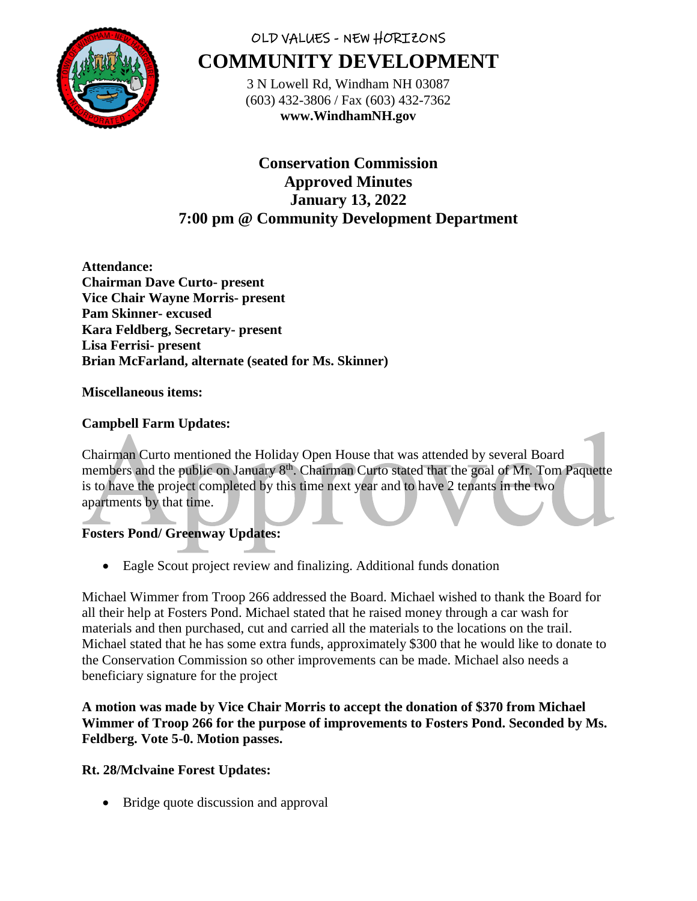OLD VALUES - NEW HORIZONS

# COMMUNITY DEVELOPMENT

3 N Lowell Rd, Windham NH 03087
(603) 432-3806 / Fax (603) 432-7362
**www.WindhamNH.gov**

## Conservation Commission
## Approved Minutes
## January 13, 2022
## 7:00 pm @ Community Development Department

**Attendance:**
**Chairman Dave Curto- present**
**Vice Chair Wayne Morris- present**
**Pam Skinner- excused**
**Kara Feldberg, Secretary- present**
**Lisa Ferrisi- present**
**Brian McFarland, alternate (seated for Ms. Skinner)**

**Miscellaneous items:**

**Campbell Farm Updates:**

Chairman Curto mentioned the Holiday Open House that was attended by several Board members and the public on January 8th. Chairman Curto stated that the goal of Mr. Tom Paquette is to have the project completed by this time next year and to have 2 tenants in the two apartments by that time.

**Fosters Pond/ Greenway Updates:**

- Eagle Scout project review and finalizing. Additional funds donation

Michael Wimmer from Troop 266 addressed the Board. Michael wished to thank the Board for all their help at Fosters Pond. Michael stated that he raised money through a car wash for materials and then purchased, cut and carried all the materials to the locations on the trail. Michael stated that he has some extra funds, approximately $300 that he would like to donate to the Conservation Commission so other improvements can be made. Michael also needs a beneficiary signature for the project

**A motion was made by Vice Chair Morris to accept the donation of $370 from Michael Wimmer of Troop 266 for the purpose of improvements to Fosters Pond. Seconded by Ms. Feldberg. Vote 5-0. Motion passes.**

**Rt. 28/Mclvaine Forest Updates:**

- Bridge quote discussion and approval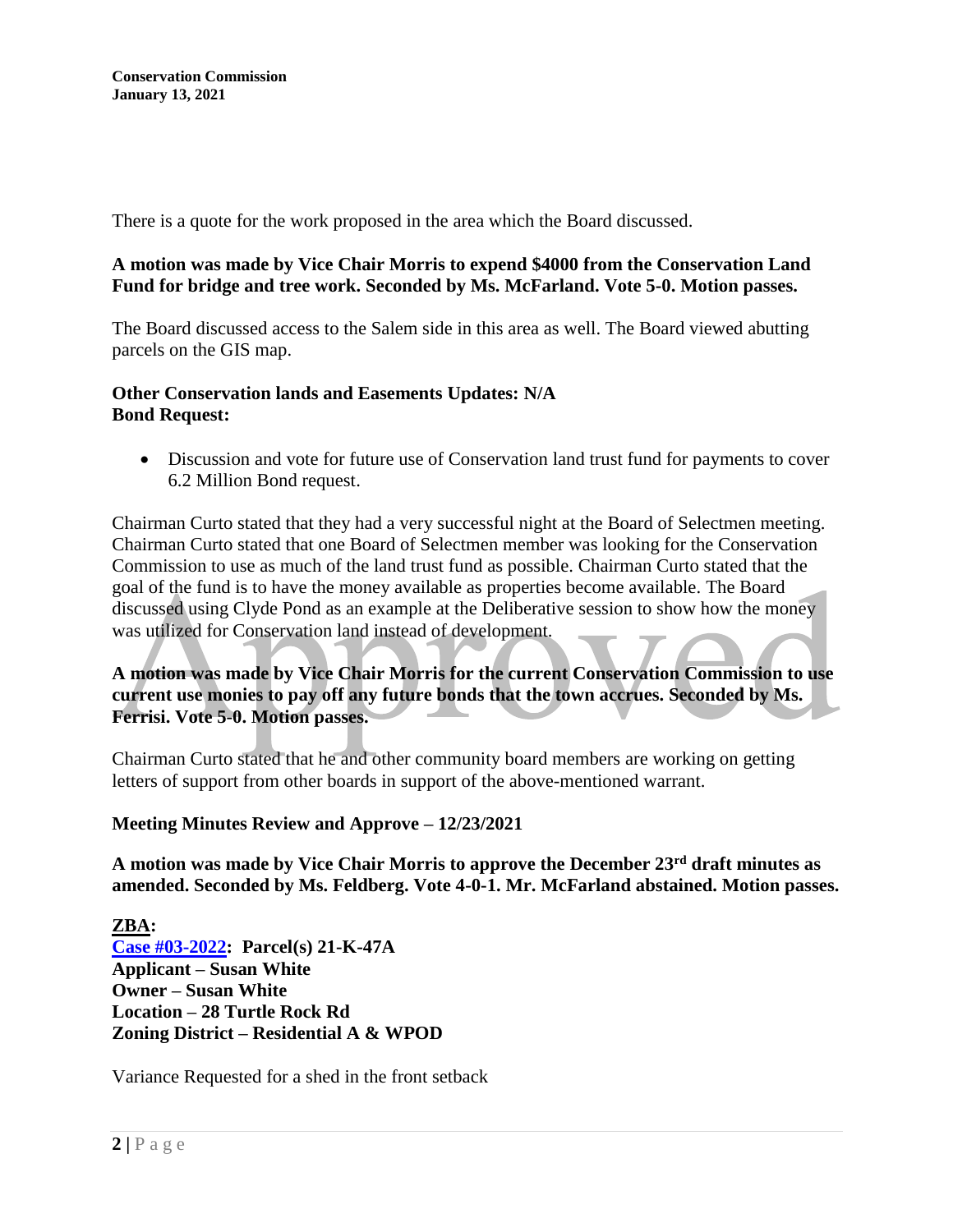There is a quote for the work proposed in the area which the Board discussed.

**A motion was made by Vice Chair Morris to expend $4000 from the Conservation Land Fund for bridge and tree work. Seconded by Ms. McFarland. Vote 5-0. Motion passes.**

The Board discussed access to the Salem side in this area as well. The Board viewed abutting parcels on the GIS map.

**Other Conservation lands and Easements Updates: N/A**
**Bond Request:**

- Discussion and vote for future use of Conservation land trust fund for payments to cover 6.2 Million Bond request.

Chairman Curto stated that they had a very successful night at the Board of Selectmen meeting. Chairman Curto stated that one Board of Selectmen member was looking for the Conservation Commission to use as much of the land trust fund as possible. Chairman Curto stated that the goal of the fund is to have the money available as properties become available. The Board discussed using Clyde Pond as an example at the Deliberative session to show how the money was utilized for Conservation land instead of development.

**A motion was made by Vice Chair Morris for the current Conservation Commission to use current use monies to pay off any future bonds that the town accrues. Seconded by Ms. Ferrisi. Vote 5-0. Motion passes.**

Chairman Curto stated that he and other community board members are working on getting letters of support from other boards in support of the above-mentioned warrant.

**Meeting Minutes Review and Approve – 12/23/2021**

**A motion was made by Vice Chair Morris to approve the December 23rd draft minutes as amended. Seconded by Ms. Feldberg. Vote 4-0-1. Mr. McFarland abstained. Motion passes.**

**ZBA:**
**Case #03-2022: Parcel(s) 21-K-47A**
**Applicant – Susan White**
**Owner – Susan White**
**Location – 28 Turtle Rock Rd**
**Zoning District – Residential A & WPOD**

Variance Requested for a shed in the front setback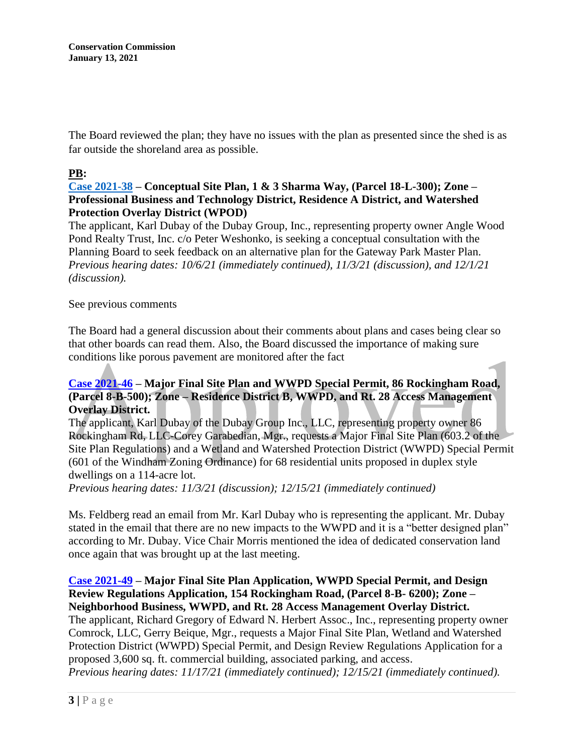The Board reviewed the plan; they have no issues with the plan as presented since the shed is as far outside the shoreland area as possible.

**PB:**

**Case 2021-38 – Conceptual Site Plan, 1 & 3 Sharma Way, (Parcel 18-L-300); Zone – Professional Business and Technology District, Residence A District, and Watershed Protection Overlay District (WPOD)**

The applicant, Karl Dubay of the Dubay Group, Inc., representing property owner Angle Wood Pond Realty Trust, Inc. c/o Peter Weshonko, is seeking a conceptual consultation with the Planning Board to seek feedback on an alternative plan for the Gateway Park Master Plan.
*Previous hearing dates: 10/6/21 (immediately continued), 11/3/21 (discussion), and 12/1/21 (discussion).*

See previous comments

The Board had a general discussion about their comments about plans and cases being clear so that other boards can read them. Also, the Board discussed the importance of making sure conditions like porous pavement are monitored after the fact

**Case 2021-46 – Major Final Site Plan and WWPD Special Permit, 86 Rockingham Road, (Parcel 8-B-500); Zone – Residence District B, WWPD, and Rt. 28 Access Management Overlay District.**

The applicant, Karl Dubay of the Dubay Group Inc., LLC, representing property owner 86 Rockingham Rd, LLC-Corey Garabedian, Mgr., requests a Major Final Site Plan (603.2 of the Site Plan Regulations) and a Wetland and Watershed Protection District (WWPD) Special Permit (601 of the Windham Zoning Ordinance) for 68 residential units proposed in duplex style dwellings on a 114-acre lot.
*Previous hearing dates: 11/3/21 (discussion); 12/15/21 (immediately continued)*

Ms. Feldberg read an email from Mr. Karl Dubay who is representing the applicant. Mr. Dubay stated in the email that there are no new impacts to the WWPD and it is a "better designed plan" according to Mr. Dubay. Vice Chair Morris mentioned the idea of dedicated conservation land once again that was brought up at the last meeting.

**Case 2021-49 – Major Final Site Plan Application, WWPD Special Permit, and Design Review Regulations Application, 154 Rockingham Road, (Parcel 8-B- 6200); Zone – Neighborhood Business, WWPD, and Rt. 28 Access Management Overlay District.**

The applicant, Richard Gregory of Edward N. Herbert Assoc., Inc., representing property owner Comrock, LLC, Gerry Beique, Mgr., requests a Major Final Site Plan, Wetland and Watershed Protection District (WWPD) Special Permit, and Design Review Regulations Application for a proposed 3,600 sq. ft. commercial building, associated parking, and access.
*Previous hearing dates: 11/17/21 (immediately continued); 12/15/21 (immediately continued).*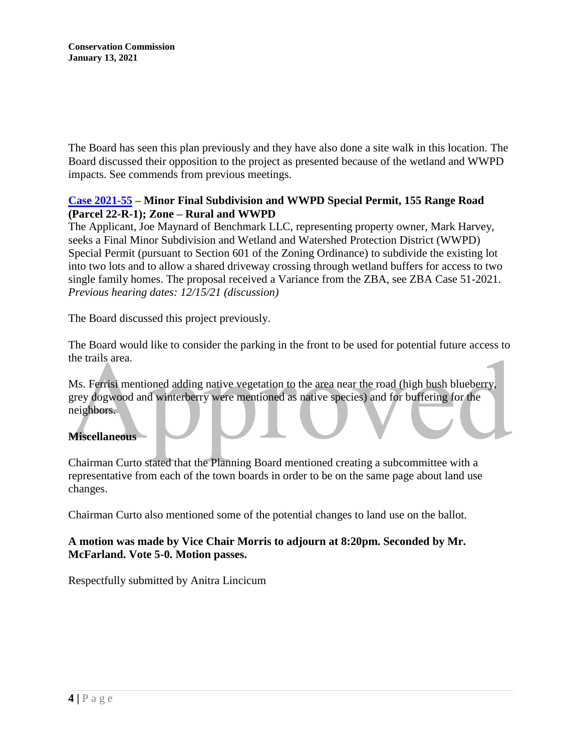The Board has seen this plan previously and they have also done a site walk in this location. The Board discussed their opposition to the project as presented because of the wetland and WWPD impacts. See commends from previous meetings.

### Case 2021-55 – Minor Final Subdivision and WWPD Special Permit, 155 Range Road (Parcel 22-R-1); Zone – Rural and WWPD

The Applicant, Joe Maynard of Benchmark LLC, representing property owner, Mark Harvey, seeks a Final Minor Subdivision and Wetland and Watershed Protection District (WWPD) Special Permit (pursuant to Section 601 of the Zoning Ordinance) to subdivide the existing lot into two lots and to allow a shared driveway crossing through wetland buffers for access to two single family homes. The proposal received a Variance from the ZBA, see ZBA Case 51-2021. *Previous hearing dates: 12/15/21 (discussion)*

The Board discussed this project previously.

The Board would like to consider the parking in the front to be used for potential future access to the trails area.

Ms. Ferrisi mentioned adding native vegetation to the area near the road (high bush blueberry, grey dogwood and winterberry were mentioned as native species) and for buffering for the neighbors.

### Miscellaneous

Chairman Curto stated that the Planning Board mentioned creating a subcommittee with a representative from each of the town boards in order to be on the same page about land use changes.

Chairman Curto also mentioned some of the potential changes to land use on the ballot.

**A motion was made by Vice Chair Morris to adjourn at 8:20pm. Seconded by Mr. McFarland. Vote 5-0. Motion passes.**

Respectfully submitted by Anitra Lincicum